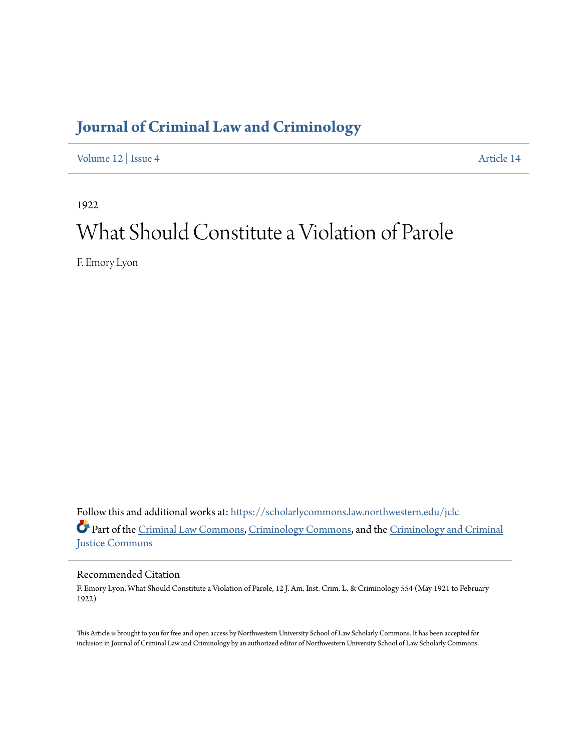# Journal of Criminal Law and Criminology

Volume 12 | Issue 4 | Article 14

1922

# What Should Constitute a Violation of Parole

F. Emory Lyon

Follow this and additional works at: https://scholarlycommons.law.northwestern.edu/jclc

Part of the Criminal Law Commons, Criminology Commons, and the Criminology and Criminal Justice Commons

## Recommended Citation

F. Emory Lyon, What Should Constitute a Violation of Parole, 12 J. Am. Inst. Crim. L. & Criminology 554 (May 1921 to February 1922)

This Article is brought to you for free and open access by Northwestern University School of Law Scholarly Commons. It has been accepted for inclusion in Journal of Criminal Law and Criminology by an authorized editor of Northwestern University School of Law Scholarly Commons.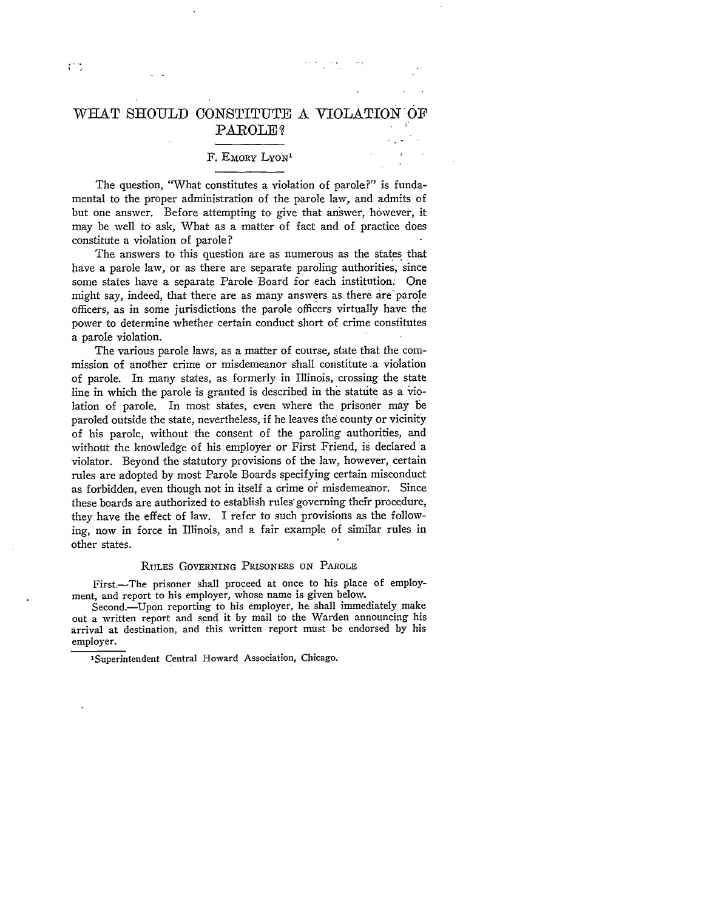# WHAT SHOULD CONSTITUTE A VIOLATION OF PAROLE?

F. EMORY LYON[1]

The question, "What constitutes a violation of parole?" is fundamental to the proper administration of the parole law, and admits of but one answer. Before attempting to give that answer, however, it may be well to ask, What as a matter of fact and of practice does constitute a violation of parole?

The answers to this question are as numerous as the states that have a parole law, or as there are separate paroling authorities, since some states have a separate Parole Board for each institution. One might say, indeed, that there are as many answers as there are parole officers, as in some jurisdictions the parole officers virtually have the power to determine whether certain conduct short of crime constitutes a parole violation.

The various parole laws, as a matter of course, state that the commission of another crime or misdemeanor shall constitute a violation of parole. In many states, as formerly in Illinois, crossing the state line in which the parole is granted is described in the statute as a violation of parole. In most states, even where the prisoner may be paroled outside the state, nevertheless, if he leaves the county or vicinity of his parole, without the consent of the paroling authorities, and without the knowledge of his employer or First Friend, is declared a violator. Beyond the statutory provisions of the law, however, certain rules are adopted by most Parole Boards specifying certain misconduct as forbidden, even though not in itself a crime or misdemeanor. Since these boards are authorized to establish rules governing their procedure, they have the effect of law. I refer to such provisions as the following, now in force in Illinois, and a fair example of similar rules in other states.

## RULES GOVERNING PRISONERS ON PAROLE

First.—The prisoner shall proceed at once to his place of employment, and report to his employer, whose name is given below.

Second.—Upon reporting to his employer, he shall immediately make out a written report and send it by mail to the Warden announcing his arrival at destination, and this written report must be endorsed by his employer.

[1] Superintendent Central Howard Association, Chicago.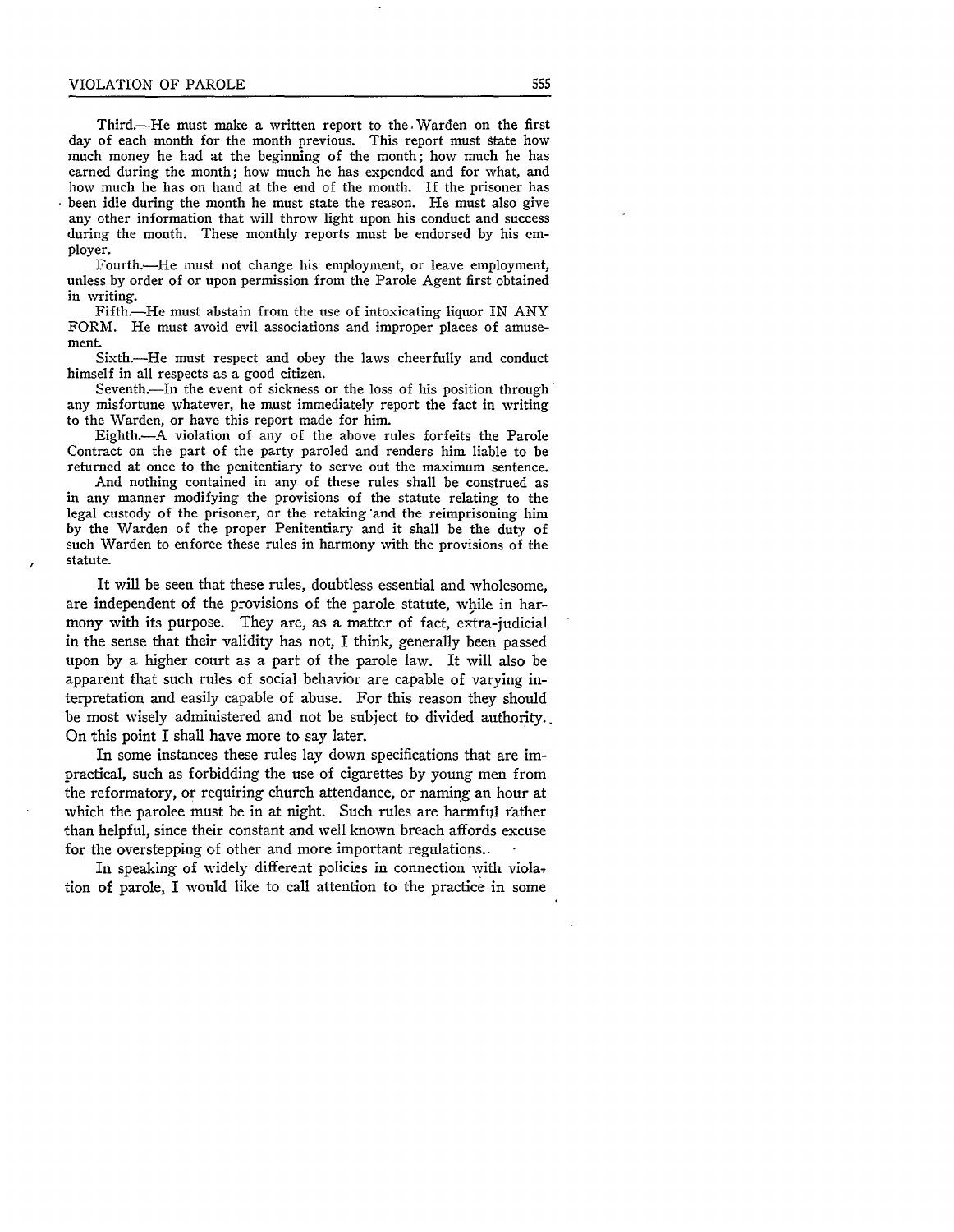Third.—He must make a written report to the Warden on the first day of each month for the month previous. This report must state how much money he had at the beginning of the month; how much he has earned during the month; how much he has expended and for what, and how much he has on hand at the end of the month. If the prisoner has been idle during the month he must state the reason. He must also give any other information that will throw light upon his conduct and success during the month. These monthly reports must be endorsed by his employer.

Fourth.—He must not change his employment, or leave employment, unless by order of or upon permission from the Parole Agent first obtained in writing.

Fifth.—He must abstain from the use of intoxicating liquor IN ANY FORM. He must avoid evil associations and improper places of amusement.

Sixth.—He must respect and obey the laws cheerfully and conduct himself in all respects as a good citizen.

Seventh.—In the event of sickness or the loss of his position through any misfortune whatever, he must immediately report the fact in writing to the Warden, or have this report made for him.

Eighth.—A violation of any of the above rules forfeits the Parole Contract on the part of the party paroled and renders him liable to be returned at once to the penitentiary to serve out the maximum sentence.

And nothing contained in any of these rules shall be construed as in any manner modifying the provisions of the statute relating to the legal custody of the prisoner, or the retaking and the reimprisoning him by the Warden of the proper Penitentiary and it shall be the duty of such Warden to enforce these rules in harmony with the provisions of the statute.

It will be seen that these rules, doubtless essential and wholesome, are independent of the provisions of the parole statute, while in harmony with its purpose. They are, as a matter of fact, extra-judicial in the sense that their validity has not, I think, generally been passed upon by a higher court as a part of the parole law. It will also be apparent that such rules of social behavior are capable of varying interpretation and easily capable of abuse. For this reason they should be most wisely administered and not be subject to divided authority. On this point I shall have more to say later.

In some instances these rules lay down specifications that are impractical, such as forbidding the use of cigarettes by young men from the reformatory, or requiring church attendance, or naming an hour at which the parolee must be in at night. Such rules are harmful rather than helpful, since their constant and well known breach affords excuse for the overstepping of other and more important regulations.

In speaking of widely different policies in connection with violation of parole, I would like to call attention to the practice in some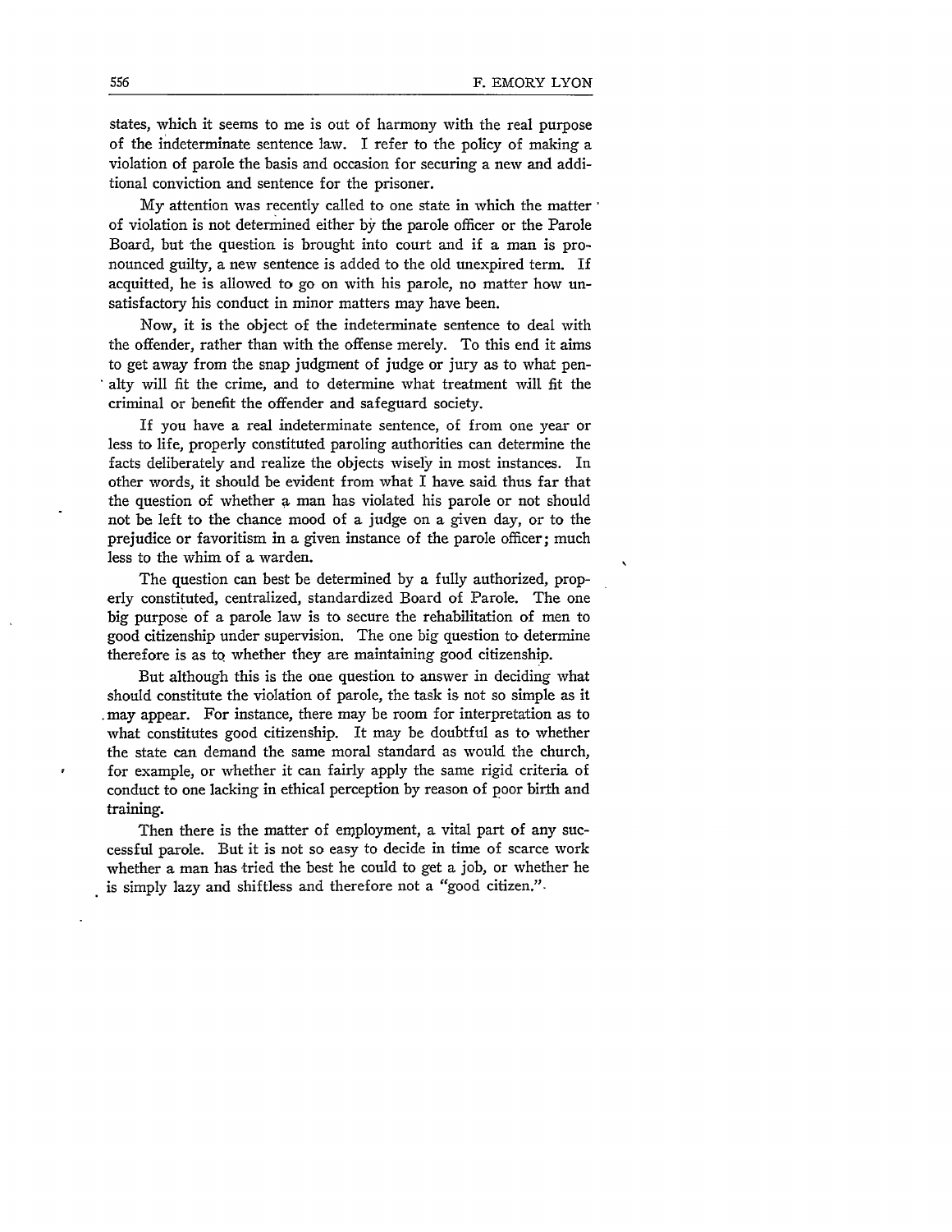states, which it seems to me is out of harmony with the real purpose of the indeterminate sentence law. I refer to the policy of making a violation of parole the basis and occasion for securing a new and additional conviction and sentence for the prisoner.

My attention was recently called to one state in which the matter of violation is not determined either by the parole officer or the Parole Board, but the question is brought into court and if a man is pronounced guilty, a new sentence is added to the old unexpired term. If acquitted, he is allowed to go on with his parole, no matter how unsatisfactory his conduct in minor matters may have been.

Now, it is the object of the indeterminate sentence to deal with the offender, rather than with the offense merely. To this end it aims to get away from the snap judgment of judge or jury as to what penalty will fit the crime, and to determine what treatment will fit the criminal or benefit the offender and safeguard society.

If you have a real indeterminate sentence, of from one year or less to life, properly constituted paroling authorities can determine the facts deliberately and realize the objects wisely in most instances. In other words, it should be evident from what I have said thus far that the question of whether a man has violated his parole or not should not be left to the chance mood of a judge on a given day, or to the prejudice or favoritism in a given instance of the parole officer; much less to the whim of a warden.

The question can best be determined by a fully authorized, properly constituted, centralized, standardized Board of Parole. The one big purpose of a parole law is to secure the rehabilitation of men to good citizenship under supervision. The one big question to determine therefore is as to whether they are maintaining good citizenship.

But although this is the one question to answer in deciding what should constitute the violation of parole, the task is not so simple as it may appear. For instance, there may be room for interpretation as to what constitutes good citizenship. It may be doubtful as to whether the state can demand the same moral standard as would the church, for example, or whether it can fairly apply the same rigid criteria of conduct to one lacking in ethical perception by reason of poor birth and training.

Then there is the matter of employment, a vital part of any successful parole. But it is not so easy to decide in time of scarce work whether a man has tried the best he could to get a job, or whether he is simply lazy and shiftless and therefore not a "good citizen."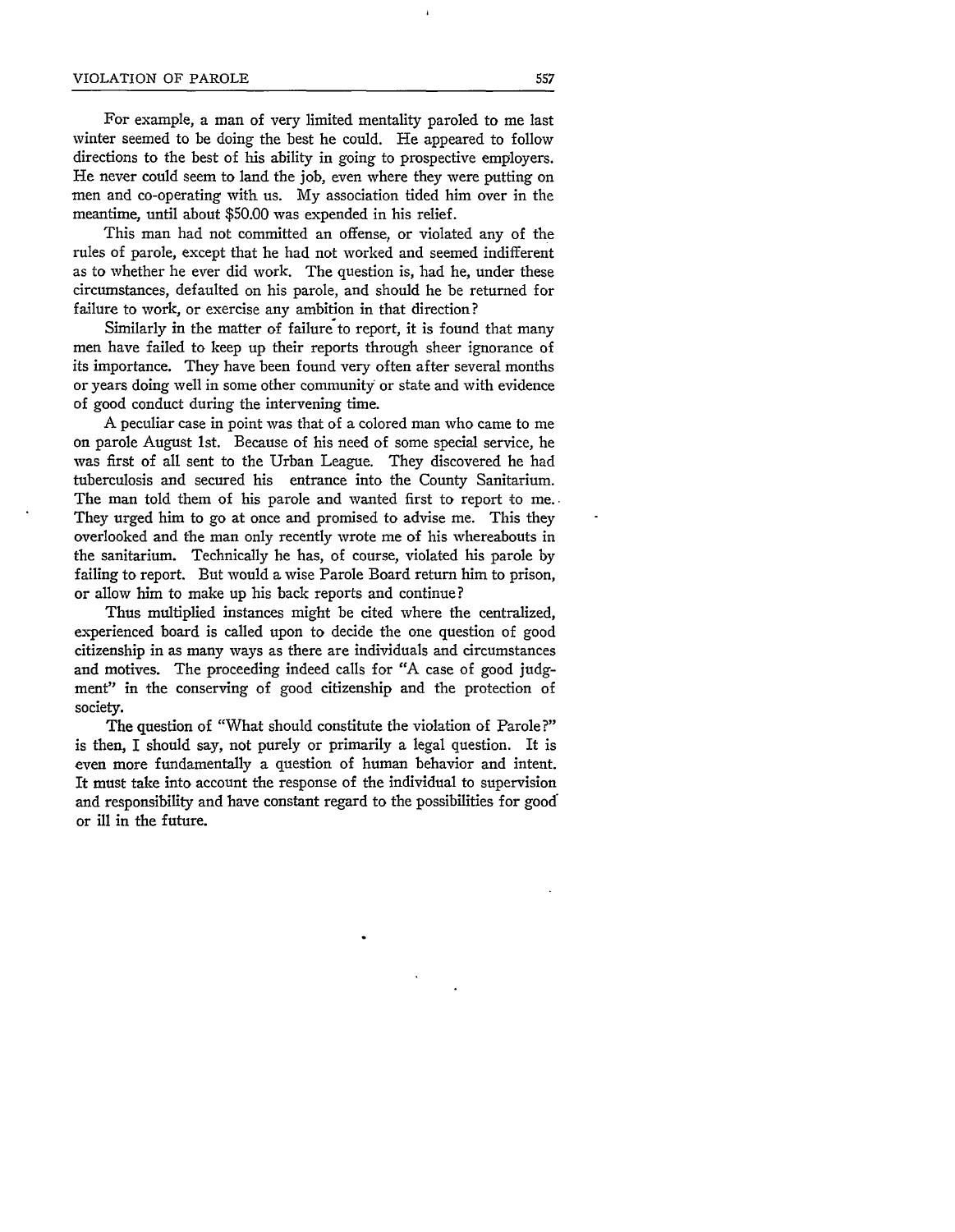For example, a man of very limited mentality paroled to me last winter seemed to be doing the best he could. He appeared to follow directions to the best of his ability in going to prospective employers. He never could seem to land the job, even where they were putting on men and co-operating with us. My association tided him over in the meantime, until about $50.00 was expended in his relief.

This man had not committed an offense, or violated any of the rules of parole, except that he had not worked and seemed indifferent as to whether he ever did work. The question is, had he, under these circumstances, defaulted on his parole, and should he be returned for failure to work, or exercise any ambition in that direction?

Similarly in the matter of failure to report, it is found that many men have failed to keep up their reports through sheer ignorance of its importance. They have been found very often after several months or years doing well in some other community or state and with evidence of good conduct during the intervening time.

A peculiar case in point was that of a colored man who came to me on parole August 1st. Because of his need of some special service, he was first of all sent to the Urban League. They discovered he had tuberculosis and secured his entrance into the County Sanitarium. The man told them of his parole and wanted first to report to me. They urged him to go at once and promised to advise me. This they overlooked and the man only recently wrote me of his whereabouts in the sanitarium. Technically he has, of course, violated his parole by failing to report. But would a wise Parole Board return him to prison, or allow him to make up his back reports and continue?

Thus multiplied instances might be cited where the centralized, experienced board is called upon to decide the one question of good citizenship in as many ways as there are individuals and circumstances and motives. The proceeding indeed calls for "A case of good judgment" in the conserving of good citizenship and the protection of society.

The question of "What should constitute the violation of Parole?" is then, I should say, not purely or primarily a legal question. It is even more fundamentally a question of human behavior and intent. It must take into account the response of the individual to supervision and responsibility and have constant regard to the possibilities for good or ill in the future.